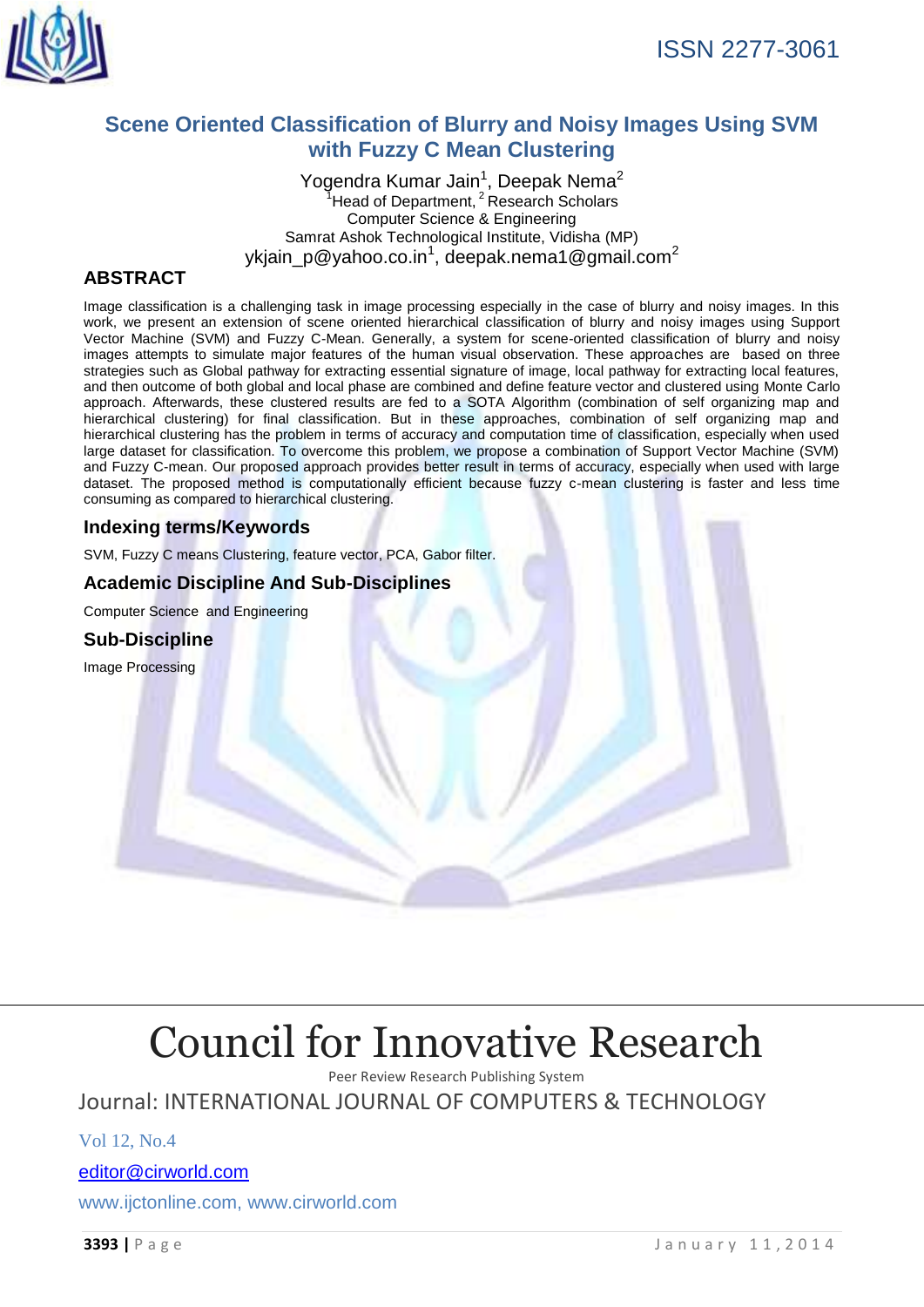ISSN 2277-3061

# Scene Oriented Classification of Blurry and Noisy Images Using SVM with Fuzzy C Mean Clustering

Yogendra Kumar Jain[1], Deepak Nema[2]

[1]Head of Department, [2] Research Scholars
Computer Science & Engineering
Samrat Ashok Technological Institute, Vidisha (MP)
ykjain_p@yahoo.co.in[1], deepak.nema1@gmail.com[2]

## ABSTRACT

Image classification is a challenging task in image processing especially in the case of blurry and noisy images. In this work, we present an extension of scene oriented hierarchical classification of blurry and noisy images using Support Vector Machine (SVM) and Fuzzy C-Mean. Generally, a system for scene-oriented classification of blurry and noisy images attempts to simulate major features of the human visual observation. These approaches are based on three strategies such as Global pathway for extracting essential signature of image, local pathway for extracting local features, and then outcome of both global and local phase are combined and define feature vector and clustered using Monte Carlo approach. Afterwards, these clustered results are fed to a SOTA Algorithm (combination of self organizing map and hierarchical clustering) for final classification. But in these approaches, combination of self organizing map and hierarchical clustering has the problem in terms of accuracy and computation time of classification, especially when used large dataset for classification. To overcome this problem, we propose a combination of Support Vector Machine (SVM) and Fuzzy C-mean. Our proposed approach provides better result in terms of accuracy, especially when used with large dataset. The proposed method is computationally efficient because fuzzy c-mean clustering is faster and less time consuming as compared to hierarchical clustering.

## Indexing terms/Keywords

SVM, Fuzzy C means Clustering, feature vector, PCA, Gabor filter.

## Academic Discipline And Sub-Disciplines

Computer Science and Engineering

## Sub-Discipline

Image Processing

Council for Innovative Research

Peer Review Research Publishing System

Journal: INTERNATIONAL JOURNAL OF COMPUTERS & TECHNOLOGY

Vol 12, No.4

editor@cirworld.com

www.ijctonline.com, www.cirworld.com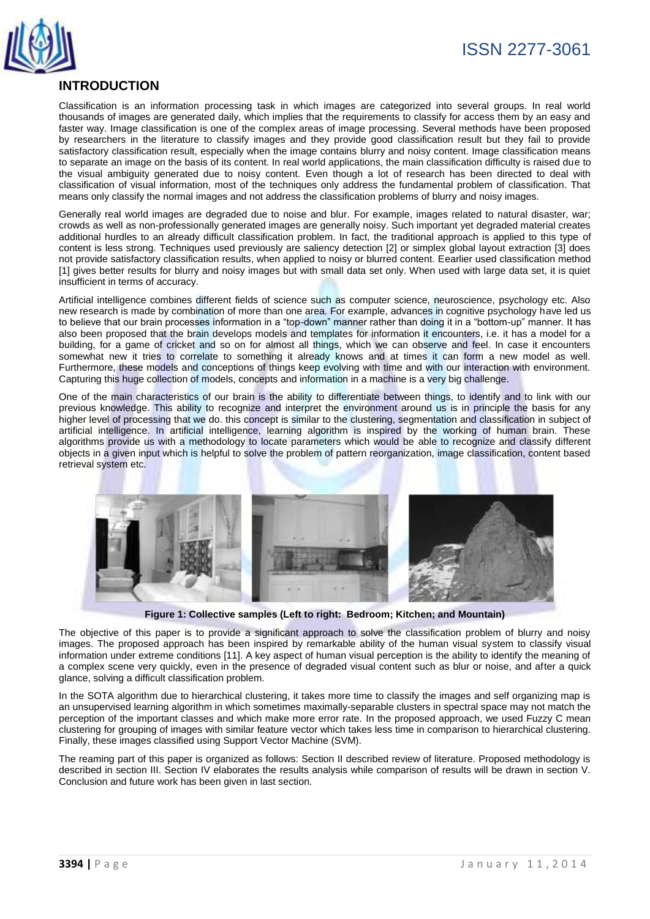## INTRODUCTION

Classification is an information processing task in which images are categorized into several groups. In real world thousands of images are generated daily, which implies that the requirements to classify for access them by an easy and faster way. Image classification is one of the complex areas of image processing. Several methods have been proposed by researchers in the literature to classify images and they provide good classification result but they fail to provide satisfactory classification result, especially when the image contains blurry and noisy content. Image classification means to separate an image on the basis of its content. In real world applications, the main classification difficulty is raised due to the visual ambiguity generated due to noisy content. Even though a lot of research has been directed to deal with classification of visual information, most of the techniques only address the fundamental problem of classification. That means only classify the normal images and not address the classification problems of blurry and noisy images.

Generally real world images are degraded due to noise and blur. For example, images related to natural disaster, war; crowds as well as non-professionally generated images are generally noisy. Such important yet degraded material creates additional hurdles to an already difficult classification problem. In fact, the traditional approach is applied to this type of content is less strong. Techniques used previously are saliency detection [2] or simplex global layout extraction [3] does not provide satisfactory classification results, when applied to noisy or blurred content. Eearlier used classification method [1] gives better results for blurry and noisy images but with small data set only. When used with large data set, it is quiet insufficient in terms of accuracy.

Artificial intelligence combines different fields of science such as computer science, neuroscience, psychology etc. Also new research is made by combination of more than one area. For example, advances in cognitive psychology have led us to believe that our brain processes information in a “top-down” manner rather than doing it in a “bottom-up” manner. It has also been proposed that the brain develops models and templates for information it encounters, i.e. it has a model for a building, for a game of cricket and so on for almost all things, which we can observe and feel. In case it encounters somewhat new it tries to correlate to something it already knows and at times it can form a new model as well. Furthermore, these models and conceptions of things keep evolving with time and with our interaction with environment. Capturing this huge collection of models, concepts and information in a machine is a very big challenge.

One of the main characteristics of our brain is the ability to differentiate between things, to identify and to link with our previous knowledge. This ability to recognize and interpret the environment around us is in principle the basis for any higher level of processing that we do. this concept is similar to the clustering, segmentation and classification in subject of artificial intelligence. In artificial intelligence, learning algorithm is inspired by the working of human brain. These algorithms provide us with a methodology to locate parameters which would be able to recognize and classify different objects in a given input which is helpful to solve the problem of pattern reorganization, image classification, content based retrieval system etc.

**Figure 1: Collective samples (Left to right: Bedroom; Kitchen; and Mountain)**

The objective of this paper is to provide a significant approach to solve the classification problem of blurry and noisy images. The proposed approach has been inspired by remarkable ability of the human visual system to classify visual information under extreme conditions [11]. A key aspect of human visual perception is the ability to identify the meaning of a complex scene very quickly, even in the presence of degraded visual content such as blur or noise, and after a quick glance, solving a difficult classification problem.

In the SOTA algorithm due to hierarchical clustering, it takes more time to classify the images and self organizing map is an unsupervised learning algorithm in which sometimes maximally-separable clusters in spectral space may not match the perception of the important classes and which make more error rate. In the proposed approach, we used Fuzzy C mean clustering for grouping of images with similar feature vector which takes less time in comparison to hierarchical clustering. Finally, these images classified using Support Vector Machine (SVM).

The reaming part of this paper is organized as follows: Section II described review of literature. Proposed methodology is described in section III. Section IV elaborates the results analysis while comparison of results will be drawn in section V. Conclusion and future work has been given in last section.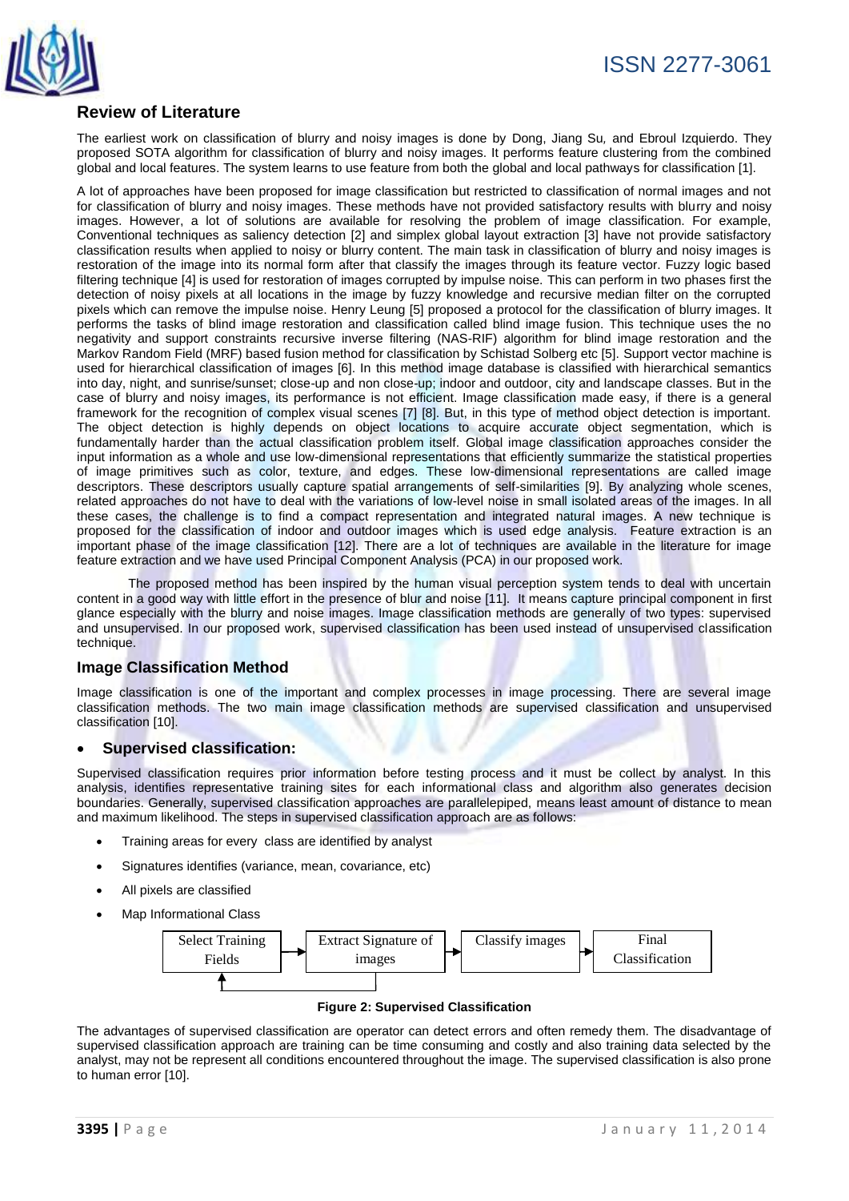## Review of Literature

The earliest work on classification of blurry and noisy images is done by Dong, Jiang Su, and Ebroul Izquierdo. They proposed SOTA algorithm for classification of blurry and noisy images. It performs feature clustering from the combined global and local features. The system learns to use feature from both the global and local pathways for classification [1].

A lot of approaches have been proposed for image classification but restricted to classification of normal images and not for classification of blurry and noisy images. These methods have not provided satisfactory results with blurry and noisy images. However, a lot of solutions are available for resolving the problem of image classification. For example, Conventional techniques as saliency detection [2] and simplex global layout extraction [3] have not provide satisfactory classification results when applied to noisy or blurry content. The main task in classification of blurry and noisy images is restoration of the image into its normal form after that classify the images through its feature vector. Fuzzy logic based filtering technique [4] is used for restoration of images corrupted by impulse noise. This can perform in two phases first the detection of noisy pixels at all locations in the image by fuzzy knowledge and recursive median filter on the corrupted pixels which can remove the impulse noise. Henry Leung [5] proposed a protocol for the classification of blurry images. It performs the tasks of blind image restoration and classification called blind image fusion. This technique uses the no negativity and support constraints recursive inverse filtering (NAS-RIF) algorithm for blind image restoration and the Markov Random Field (MRF) based fusion method for classification by Schistad Solberg etc [5]. Support vector machine is used for hierarchical classification of images [6]. In this method image database is classified with hierarchical semantics into day, night, and sunrise/sunset; close-up and non close-up; indoor and outdoor, city and landscape classes. But in the case of blurry and noisy images, its performance is not efficient. Image classification made easy, if there is a general framework for the recognition of complex visual scenes [7] [8]. But, in this type of method object detection is important. The object detection is highly depends on object locations to acquire accurate object segmentation, which is fundamentally harder than the actual classification problem itself. Global image classification approaches consider the input information as a whole and use low-dimensional representations that efficiently summarize the statistical properties of image primitives such as color, texture, and edges. These low-dimensional representations are called image descriptors. These descriptors usually capture spatial arrangements of self-similarities [9]. By analyzing whole scenes, related approaches do not have to deal with the variations of low-level noise in small isolated areas of the images. In all these cases, the challenge is to find a compact representation and integrated natural images. A new technique is proposed for the classification of indoor and outdoor images which is used edge analysis. Feature extraction is an important phase of the image classification [12]. There are a lot of techniques are available in the literature for image feature extraction and we have used Principal Component Analysis (PCA) in our proposed work.

The proposed method has been inspired by the human visual perception system tends to deal with uncertain content in a good way with little effort in the presence of blur and noise [11]. It means capture principal component in first glance especially with the blurry and noise images. Image classification methods are generally of two types: supervised and unsupervised. In our proposed work, supervised classification has been used instead of unsupervised classification technique.

## Image Classification Method

Image classification is one of the important and complex processes in image processing. There are several image classification methods. The two main image classification methods are supervised classification and unsupervised classification [10].

- **Supervised classification:**

Supervised classification requires prior information before testing process and it must be collect by analyst. In this analysis, identifies representative training sites for each informational class and algorithm also generates decision boundaries. Generally, supervised classification approaches are parallelepiped, means least amount of distance to mean and maximum likelihood. The steps in supervised classification approach are as follows:

- Training areas for every class are identified by analyst
- Signatures identifies (variance, mean, covariance, etc)
- All pixels are classified
- Map Informational Class

Select Training Fields → Extract Signature of images → Classify images → Final Classification

**Figure 2: Supervised Classification**

The advantages of supervised classification are operator can detect errors and often remedy them. The disadvantage of supervised classification approach are training can be time consuming and costly and also training data selected by the analyst, may not be represent all conditions encountered throughout the image. The supervised classification is also prone to human error [10].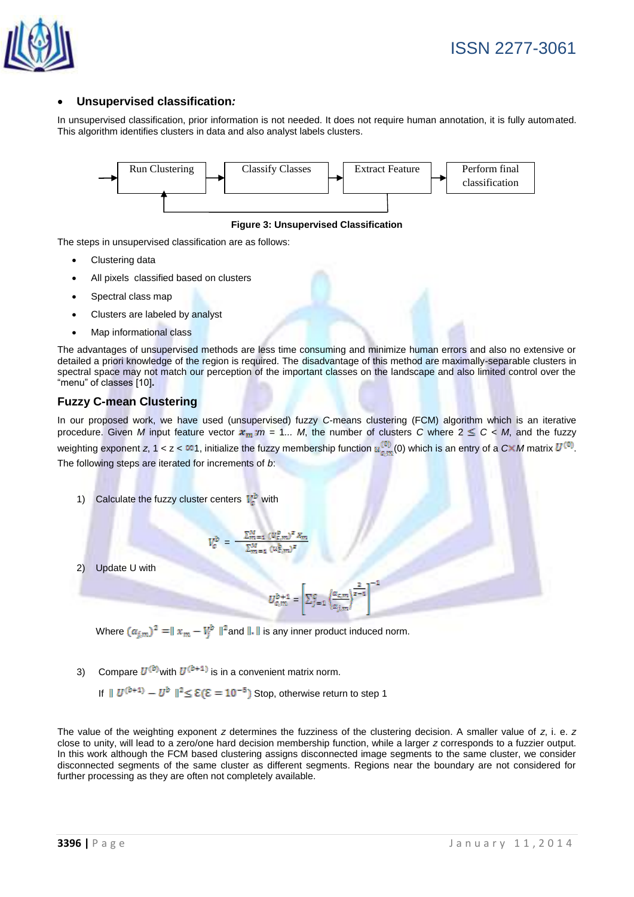- **Unsupervised classification*:***

In unsupervised classification, prior information is not needed. It does not require human annotation, it is fully automated. This algorithm identifies clusters in data and also analyst labels clusters.

Run Clustering → Classify Classes → Extract Feature → Perform final classification

**Figure 3: Unsupervised Classification**

The steps in unsupervised classification are as follows:

- Clustering data
- All pixels classified based on clusters
- Spectral class map
- Clusters are labeled by analyst
- Map informational class

The advantages of unsupervised methods are less time consuming and minimize human errors and also no extensive or detailed a priori knowledge of the region is required. The disadvantage of this method are maximally-separable clusters in spectral space may not match our perception of the important classes on the landscape and also limited control over the "menu" of classes [10]**.**

## Fuzzy C-mean Clustering

In our proposed work, we have used (unsupervised) fuzzy *C*-means clustering (FCM) algorithm which is an iterative procedure. Given *M* input feature vector $x_m$ ;*m* = 1... *M*, the number of clusters *C* where $2 \le C < M$, and the fuzzy weighting exponent *z*, $1 < z < \infty$1, initialize the fuzzy membership function $u_{c,m}^{(0)}$(0) which is an entry of a $C \times M$ matrix $U^{(0)}$. The following steps are iterated for increments of *b*:

1) Calculate the fuzzy cluster centers $V_c^b$ with

$$V_c^b = \frac{\sum_{m=1}^{M} (U_{c,m}^b)^z x_m}{\sum_{m=1}^{M} (u_{c,m}^b)^z}$$

2) Update U with

$$U_{c,m}^{b+1} = \left[ \sum_{j=1}^{c} \left( \frac{a_{c,m}}{a_{j,m}} \right)^{\frac{2}{z-1}} \right]^{-1}$$

Where $(a_{j,m})^2 = \| x_m - V_j^b \|^2$ and $\|.\|$ is any inner product induced norm.

3) Compare $U^{(b)}$ with $U^{(b+1)}$ is in a convenient matrix norm.

If $\| U^{(b+1)} - U^b \|^2 \le \mathcal{E}(\mathcal{E} = 10^{-5})$ Stop, otherwise return to step 1

The value of the weighting exponent *z* determines the fuzziness of the clustering decision. A smaller value of *z*, i. e. *z* close to unity, will lead to a zero/one hard decision membership function, while a larger *z* corresponds to a fuzzier output. In this work although the FCM based clustering assigns disconnected image segments to the same cluster, we consider disconnected segments of the same cluster as different segments. Regions near the boundary are not considered for further processing as they are often not completely available.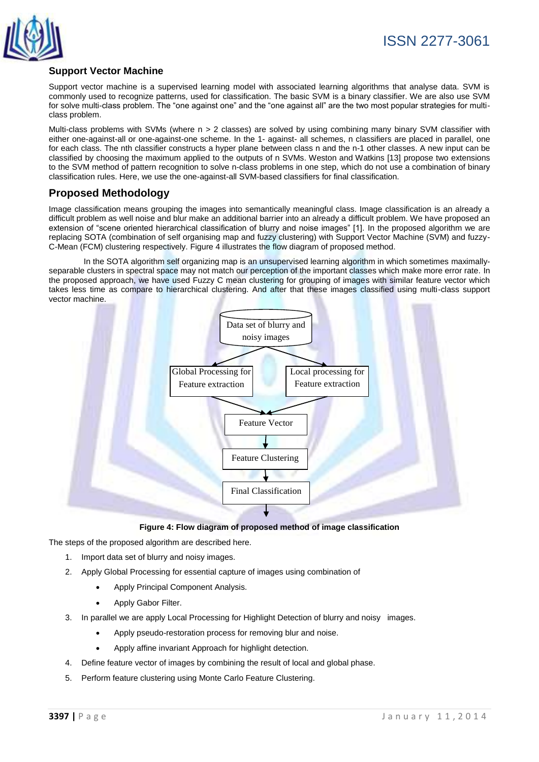## Support Vector Machine

Support vector machine is a supervised learning model with associated learning algorithms that analyse data. SVM is commonly used to recognize patterns, used for classification. The basic SVM is a binary classifier. We are also use SVM for solve multi-class problem. The "one against one" and the "one against all" are the two most popular strategies for multi-class problem.

Multi-class problems with SVMs (where n > 2 classes) are solved by using combining many binary SVM classifier with either one-against-all or one-against-one scheme. In the 1- against- all schemes, n classifiers are placed in parallel, one for each class. The nth classifier constructs a hyper plane between class n and the n-1 other classes. A new input can be classified by choosing the maximum applied to the outputs of n SVMs. Weston and Watkins [13] propose two extensions to the SVM method of pattern recognition to solve n-class problems in one step, which do not use a combination of binary classification rules. Here, we use the one-against-all SVM-based classifiers for final classification.

## Proposed Methodology

Image classification means grouping the images into semantically meaningful class. Image classification is an already a difficult problem as well noise and blur make an additional barrier into an already a difficult problem. We have proposed an extension of "scene oriented hierarchical classification of blurry and noise images" [1]. In the proposed algorithm we are replacing SOTA (combination of self organising map and fuzzy clustering) with Support Vector Machine (SVM) and fuzzy-C-Mean (FCM) clustering respectively. Figure 4 illustrates the flow diagram of proposed method.

In the SOTA algorithm self organizing map is an unsupervised learning algorithm in which sometimes maximally-separable clusters in spectral space may not match our perception of the important classes which make more error rate. In the proposed approach, we have used Fuzzy C mean clustering for grouping of images with similar feature vector which takes less time as compare to hierarchical clustering. And after that these images classified using multi-class support vector machine.

Data set of blurry and noisy images → Global Processing for Feature extraction / Local processing for Feature extraction → Feature Vector → Feature Clustering → Final Classification

**Figure 4: Flow diagram of proposed method of image classification**

The steps of the proposed algorithm are described here.

1. Import data set of blurry and noisy images.
2. Apply Global Processing for essential capture of images using combination of
   - Apply Principal Component Analysis.
   - Apply Gabor Filter.
3. In parallel we are apply Local Processing for Highlight Detection of blurry and noisy images.
   - Apply pseudo-restoration process for removing blur and noise.
   - Apply affine invariant Approach for highlight detection.
4. Define feature vector of images by combining the result of local and global phase.
5. Perform feature clustering using Monte Carlo Feature Clustering.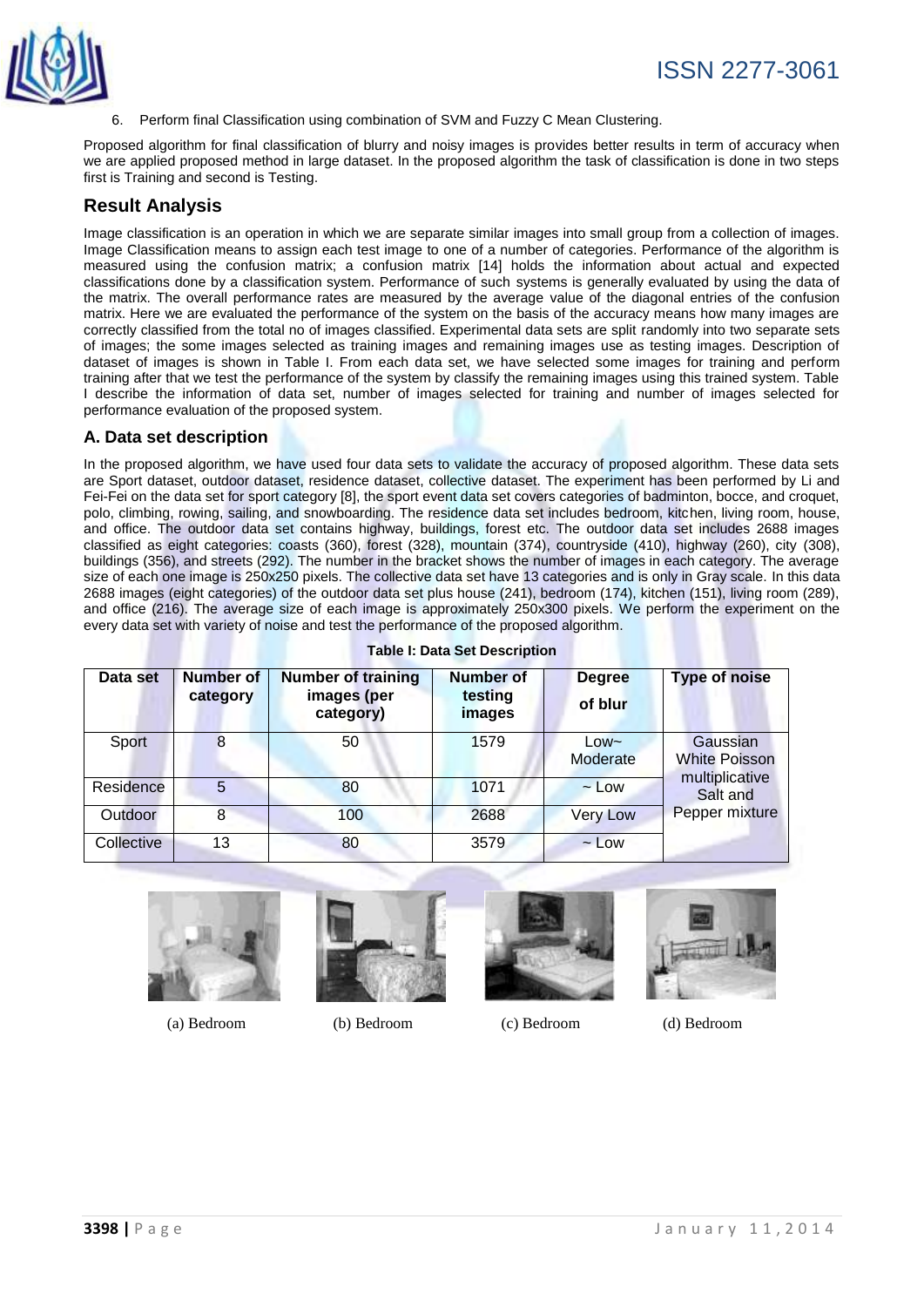6. Perform final Classification using combination of SVM and Fuzzy C Mean Clustering.

Proposed algorithm for final classification of blurry and noisy images is provides better results in term of accuracy when we are applied proposed method in large dataset. In the proposed algorithm the task of classification is done in two steps first is Training and second is Testing.

## Result Analysis

Image classification is an operation in which we are separate similar images into small group from a collection of images. Image Classification means to assign each test image to one of a number of categories. Performance of the algorithm is measured using the confusion matrix; a confusion matrix [14] holds the information about actual and expected classifications done by a classification system. Performance of such systems is generally evaluated by using the data of the matrix. The overall performance rates are measured by the average value of the diagonal entries of the confusion matrix. Here we are evaluated the performance of the system on the basis of the accuracy means how many images are correctly classified from the total no of images classified. Experimental data sets are split randomly into two separate sets of images; the some images selected as training images and remaining images use as testing images. Description of dataset of images is shown in Table I. From each data set, we have selected some images for training and perform training after that we test the performance of the system by classify the remaining images using this trained system. Table I describe the information of data set, number of images selected for training and number of images selected for performance evaluation of the proposed system.

### A. Data set description

In the proposed algorithm, we have used four data sets to validate the accuracy of proposed algorithm. These data sets are Sport dataset, outdoor dataset, residence dataset, collective dataset. The experiment has been performed by Li and Fei-Fei on the data set for sport category [8], the sport event data set covers categories of badminton, bocce, and croquet, polo, climbing, rowing, sailing, and snowboarding. The residence data set includes bedroom, kitchen, living room, house, and office. The outdoor data set contains highway, buildings, forest etc. The outdoor data set includes 2688 images classified as eight categories: coasts (360), forest (328), mountain (374), countryside (410), highway (260), city (308), buildings (356), and streets (292). The number in the bracket shows the number of images in each category. The average size of each one image is 250x250 pixels. The collective data set have 13 categories and is only in Gray scale. In this data 2688 images (eight categories) of the outdoor data set plus house (241), bedroom (174), kitchen (151), living room (289), and office (216). The average size of each image is approximately 250x300 pixels. We perform the experiment on the every data set with variety of noise and test the performance of the proposed algorithm.

**Table I: Data Set Description**

| Data set | Number of category | Number of training images (per category) | Number of testing images | Degree of blur | Type of noise |
|---|---|---|---|---|---|
| Sport | 8 | 50 | 1579 | Low~ Moderate | Gaussian White Poisson multiplicative Salt and Pepper mixture |
| Residence | 5 | 80 | 1071 | ~ Low | |
| Outdoor | 8 | 100 | 2688 | Very Low | |
| Collective | 13 | 80 | 3579 | ~ Low | |

(a) Bedroom (b) Bedroom (c) Bedroom (d) Bedroom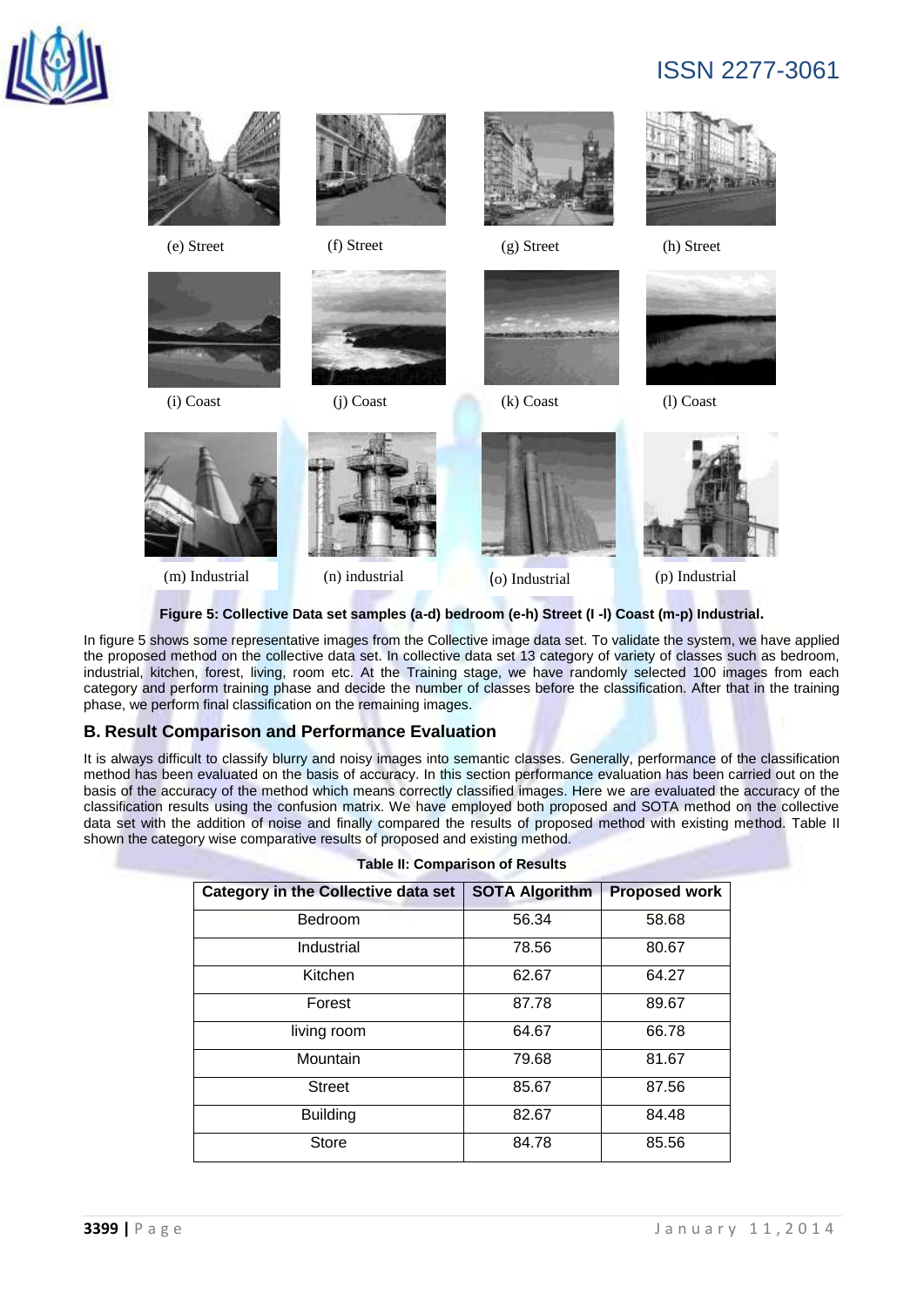(e) Street (f) Street (g) Street (h) Street

(i) Coast (j) Coast (k) Coast (l) Coast

(m) Industrial (n) industrial (o) Industrial (p) Industrial

**Figure 5: Collective Data set samples (a-d) bedroom (e-h) Street (I -l) Coast (m-p) Industrial.**

In figure 5 shows some representative images from the Collective image data set. To validate the system, we have applied the proposed method on the collective data set. In collective data set 13 category of variety of classes such as bedroom, industrial, kitchen, forest, living, room etc. At the Training stage, we have randomly selected 100 images from each category and perform training phase and decide the number of classes before the classification. After that in the training phase, we perform final classification on the remaining images.

## B. Result Comparison and Performance Evaluation

It is always difficult to classify blurry and noisy images into semantic classes. Generally, performance of the classification method has been evaluated on the basis of accuracy. In this section performance evaluation has been carried out on the basis of the accuracy of the method which means correctly classified images. Here we are evaluated the accuracy of the classification results using the confusion matrix. We have employed both proposed and SOTA method on the collective data set with the addition of noise and finally compared the results of proposed method with existing method. Table II shown the category wise comparative results of proposed and existing method.

**Table II: Comparison of Results**

| Category in the Collective data set | SOTA Algorithm | Proposed work |
|---|---|---|
| Bedroom | 56.34 | 58.68 |
| Industrial | 78.56 | 80.67 |
| Kitchen | 62.67 | 64.27 |
| Forest | 87.78 | 89.67 |
| living room | 64.67 | 66.78 |
| Mountain | 79.68 | 81.67 |
| Street | 85.67 | 87.56 |
| Building | 82.67 | 84.48 |
| Store | 84.78 | 85.56 |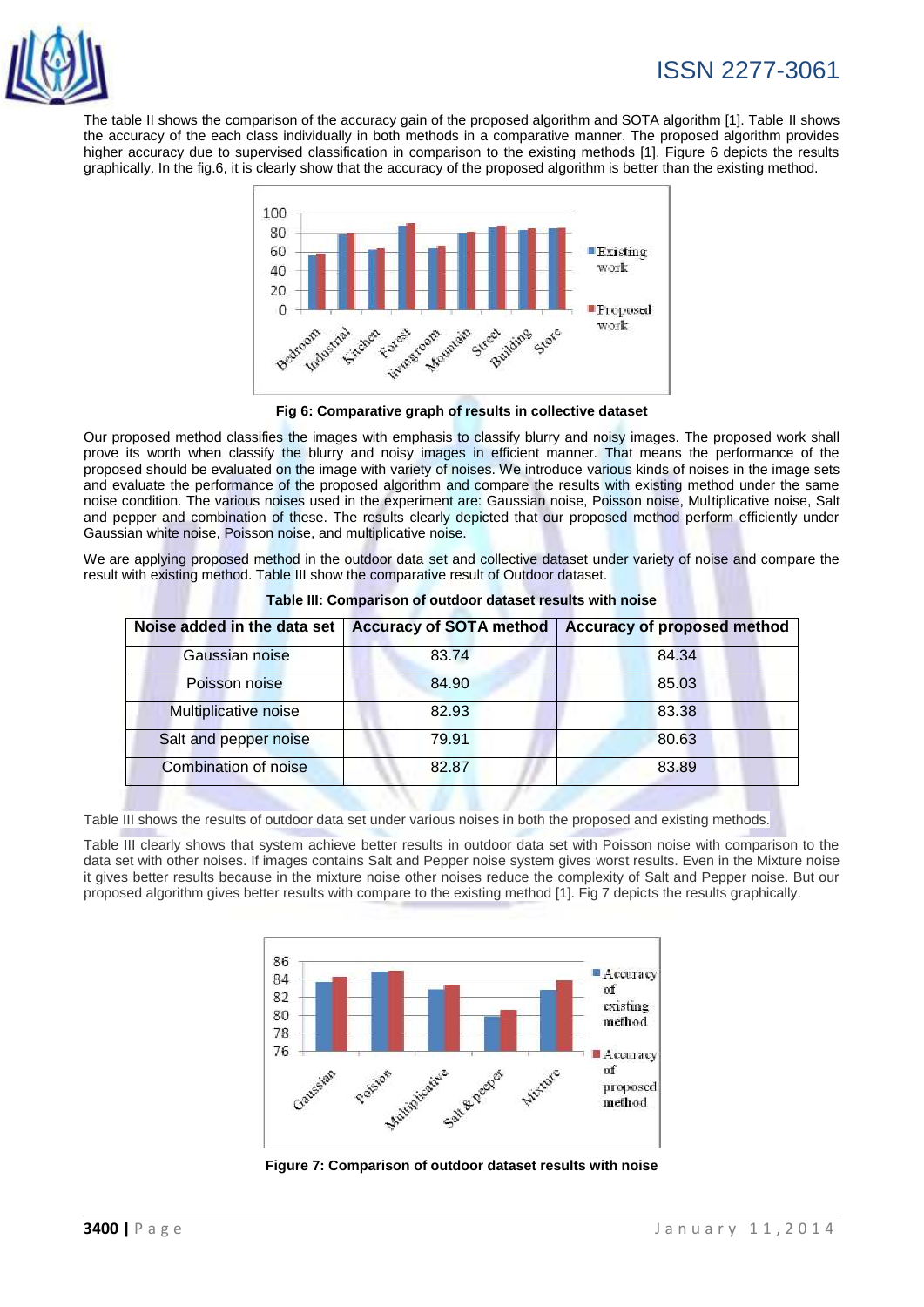The table II shows the comparison of the accuracy gain of the proposed algorithm and SOTA algorithm [1]. Table II shows the accuracy of the each class individually in both methods in a comparative manner. The proposed algorithm provides higher accuracy due to supervised classification in comparison to the existing methods [1]. Figure 6 depicts the results graphically. In the fig.6, it is clearly show that the accuracy of the proposed algorithm is better than the existing method.

**Fig 6: Comparative graph of results in collective dataset**

Our proposed method classifies the images with emphasis to classify blurry and noisy images. The proposed work shall prove its worth when classify the blurry and noisy images in efficient manner. That means the performance of the proposed should be evaluated on the image with variety of noises. We introduce various kinds of noises in the image sets and evaluate the performance of the proposed algorithm and compare the results with existing method under the same noise condition. The various noises used in the experiment are: Gaussian noise, Poisson noise, Multiplicative noise, Salt and pepper and combination of these. The results clearly depicted that our proposed method perform efficiently under Gaussian white noise, Poisson noise, and multiplicative noise.

We are applying proposed method in the outdoor data set and collective dataset under variety of noise and compare the result with existing method. Table III show the comparative result of Outdoor dataset.

**Table III: Comparison of outdoor dataset results with noise**

| Noise added in the data set | Accuracy of SOTA method | Accuracy of proposed method |
|---|---|---|
| Gaussian noise | 83.74 | 84.34 |
| Poisson noise | 84.90 | 85.03 |
| Multiplicative noise | 82.93 | 83.38 |
| Salt and pepper noise | 79.91 | 80.63 |
| Combination of noise | 82.87 | 83.89 |

Table III shows the results of outdoor data set under various noises in both the proposed and existing methods.

Table III clearly shows that system achieve better results in outdoor data set with Poisson noise with comparison to the data set with other noises. If images contains Salt and Pepper noise system gives worst results. Even in the Mixture noise it gives better results because in the mixture noise other noises reduce the complexity of Salt and Pepper noise. But our proposed algorithm gives better results with compare to the existing method [1]. Fig 7 depicts the results graphically.

**Figure 7: Comparison of outdoor dataset results with noise**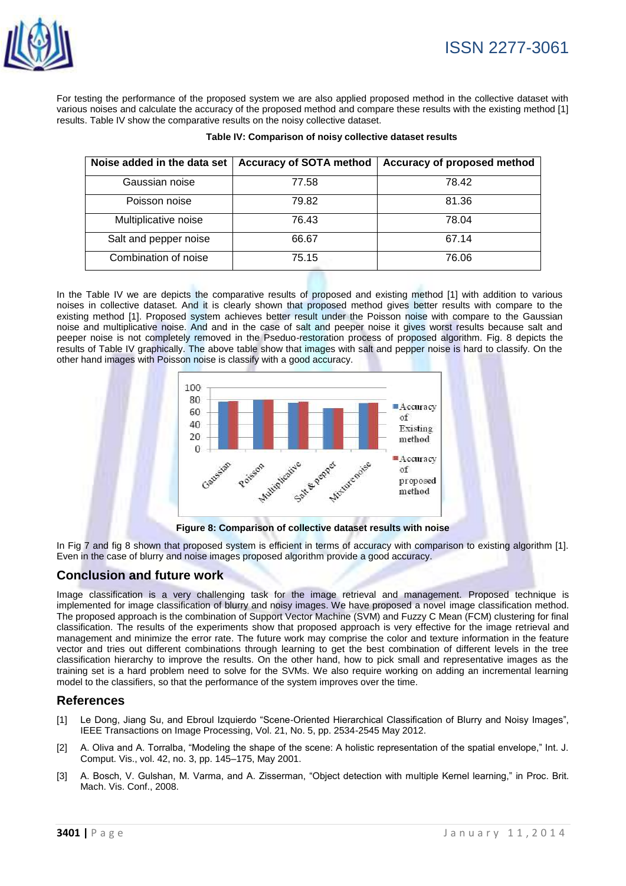For testing the performance of the proposed system we are also applied proposed method in the collective dataset with various noises and calculate the accuracy of the proposed method and compare these results with the existing method [1] results. Table IV show the comparative results on the noisy collective dataset.

**Table IV: Comparison of noisy collective dataset results**

| Noise added in the data set | Accuracy of SOTA method | Accuracy of proposed method |
|---|---|---|
| Gaussian noise | 77.58 | 78.42 |
| Poisson noise | 79.82 | 81.36 |
| Multiplicative noise | 76.43 | 78.04 |
| Salt and pepper noise | 66.67 | 67.14 |
| Combination of noise | 75.15 | 76.06 |

In the Table IV we are depicts the comparative results of proposed and existing method [1] with addition to various noises in collective dataset. And it is clearly shown that proposed method gives better results with compare to the existing method [1]. Proposed system achieves better result under the Poisson noise with compare to the Gaussian noise and multiplicative noise. And and in the case of salt and peeper noise it gives worst results because salt and peeper noise is not completely removed in the Pseduo-restoration process of proposed algorithm. Fig. 8 depicts the results of Table IV graphically. The above table show that images with salt and pepper noise is hard to classify. On the other hand images with Poisson noise is classify with a good accuracy.

**Figure 8: Comparison of collective dataset results with noise**

In Fig 7 and fig 8 shown that proposed system is efficient in terms of accuracy with comparison to existing algorithm [1]. Even in the case of blurry and noise images proposed algorithm provide a good accuracy.

## Conclusion and future work

Image classification is a very challenging task for the image retrieval and management. Proposed technique is implemented for image classification of blurry and noisy images. We have proposed a novel image classification method. The proposed approach is the combination of Support Vector Machine (SVM) and Fuzzy C Mean (FCM) clustering for final classification. The results of the experiments show that proposed approach is very effective for the image retrieval and management and minimize the error rate. The future work may comprise the color and texture information in the feature vector and tries out different combinations through learning to get the best combination of different levels in the tree classification hierarchy to improve the results. On the other hand, how to pick small and representative images as the training set is a hard problem need to solve for the SVMs. We also require working on adding an incremental learning model to the classifiers, so that the performance of the system improves over the time.

## References

[1] Le Dong, Jiang Su, and Ebroul Izquierdo "Scene-Oriented Hierarchical Classification of Blurry and Noisy Images", IEEE Transactions on Image Processing, Vol. 21, No. 5, pp. 2534-2545 May 2012.

[2] A. Oliva and A. Torralba, "Modeling the shape of the scene: A holistic representation of the spatial envelope," Int. J. Comput. Vis., vol. 42, no. 3, pp. 145–175, May 2001.

[3] A. Bosch, V. Gulshan, M. Varma, and A. Zisserman, "Object detection with multiple Kernel learning," in Proc. Brit. Mach. Vis. Conf., 2008.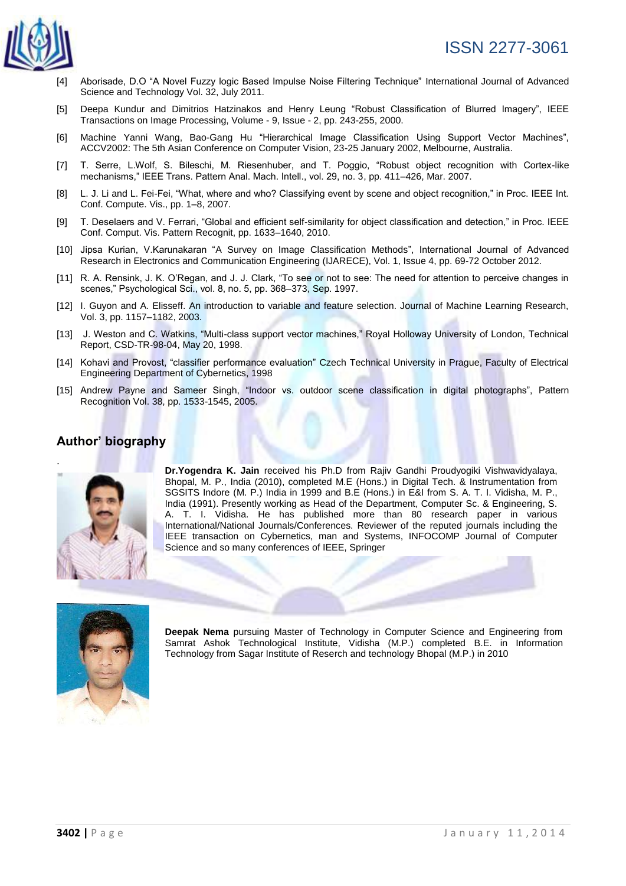[4] Aborisade, D.O "A Novel Fuzzy logic Based Impulse Noise Filtering Technique" International Journal of Advanced Science and Technology Vol. 32, July 2011.

[5] Deepa Kundur and Dimitrios Hatzinakos and Henry Leung "Robust Classification of Blurred Imagery", IEEE Transactions on Image Processing, Volume - 9, Issue - 2, pp. 243-255, 2000.

[6] Machine Yanni Wang, Bao-Gang Hu "Hierarchical Image Classification Using Support Vector Machines", ACCV2002: The 5th Asian Conference on Computer Vision, 23-25 January 2002, Melbourne, Australia.

[7] T. Serre, L.Wolf, S. Bileschi, M. Riesenhuber, and T. Poggio, "Robust object recognition with Cortex-like mechanisms," IEEE Trans. Pattern Anal. Mach. Intell., vol. 29, no. 3, pp. 411–426, Mar. 2007.

[8] L. J. Li and L. Fei-Fei, "What, where and who? Classifying event by scene and object recognition," in Proc. IEEE Int. Conf. Compute. Vis., pp. 1–8, 2007.

[9] T. Deselaers and V. Ferrari, "Global and efficient self-similarity for object classification and detection," in Proc. IEEE Conf. Comput. Vis. Pattern Recognit, pp. 1633–1640, 2010.

[10] Jipsa Kurian, V.Karunakaran "A Survey on Image Classification Methods", International Journal of Advanced Research in Electronics and Communication Engineering (IJARECE), Vol. 1, Issue 4, pp. 69-72 October 2012.

[11] R. A. Rensink, J. K. O'Regan, and J. J. Clark, "To see or not to see: The need for attention to perceive changes in scenes," Psychological Sci., vol. 8, no. 5, pp. 368–373, Sep. 1997.

[12] I. Guyon and A. Elisseff. An introduction to variable and feature selection. Journal of Machine Learning Research, Vol. 3, pp. 1157–1182, 2003.

[13] J. Weston and C. Watkins, "Multi-class support vector machines," Royal Holloway University of London, Technical Report, CSD-TR-98-04, May 20, 1998.

[14] Kohavi and Provost, "classifier performance evaluation" Czech Technical University in Prague, Faculty of Electrical Engineering Department of Cybernetics, 1998

[15] Andrew Payne and Sameer Singh, "Indoor vs. outdoor scene classification in digital photographs", Pattern Recognition Vol. 38, pp. 1533-1545, 2005.

## Author' biography

**Dr.Yogendra K. Jain** received his Ph.D from Rajiv Gandhi Proudyogiki Vishwavidyalaya, Bhopal, M. P., India (2010), completed M.E (Hons.) in Digital Tech. & Instrumentation from SGSITS Indore (M. P.) India in 1999 and B.E (Hons.) in E&I from S. A. T. I. Vidisha, M. P., India (1991). Presently working as Head of the Department, Computer Sc. & Engineering, S. A. T. I. Vidisha. He has published more than 80 research paper in various International/National Journals/Conferences. Reviewer of the reputed journals including the IEEE transaction on Cybernetics, man and Systems, INFOCOMP Journal of Computer Science and so many conferences of IEEE, Springer

**Deepak Nema** pursuing Master of Technology in Computer Science and Engineering from Samrat Ashok Technological Institute, Vidisha (M.P.) completed B.E. in Information Technology from Sagar Institute of Reserch and technology Bhopal (M.P.) in 2010